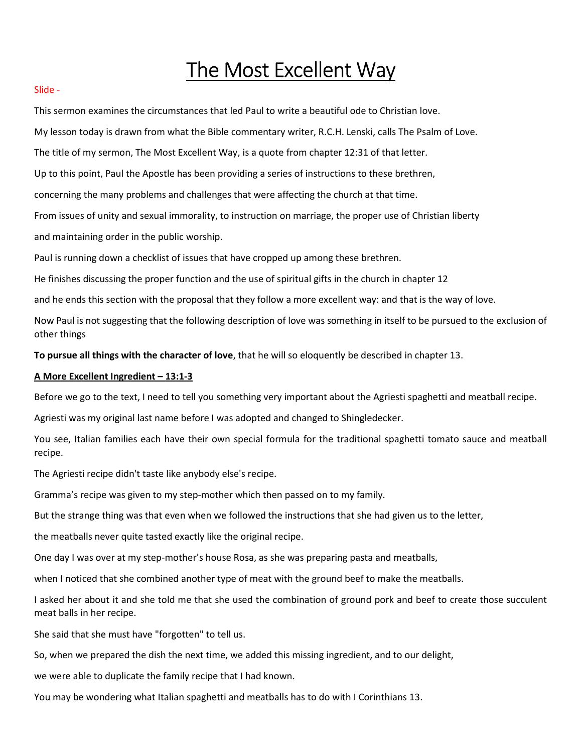# The Most Excellent Way

Slide -

This sermon examines the circumstances that led Paul to write a beautiful ode to Christian love.

My lesson today is drawn from what the Bible commentary writer, R.C.H. Lenski, calls The Psalm of Love.

The title of my sermon, The Most Excellent Way, is a quote from chapter 12:31 of that letter.

Up to this point, Paul the Apostle has been providing a series of instructions to these brethren,

concerning the many problems and challenges that were affecting the church at that time.

From issues of unity and sexual immorality, to instruction on marriage, the proper use of Christian liberty

and maintaining order in the public worship.

Paul is running down a checklist of issues that have cropped up among these brethren.

He finishes discussing the proper function and the use of spiritual gifts in the church in chapter 12

and he ends this section with the proposal that they follow a more excellent way: and that is the way of love.

Now Paul is not suggesting that the following description of love was something in itself to be pursued to the exclusion of other things

**To pursue all things with the character of love**, that he will so eloquently be described in chapter 13.

**<u>A More Excellent Ingredient – 13:1-3</u>**

Before we go to the text, I need to tell you something very important about the Agriesti spaghetti and meatball recipe.

Agriesti was my original last name before I was adopted and changed to Shingledecker.

You see, Italian families each have their own special formula for the traditional spaghetti tomato sauce and meatball recipe.

The Agriesti recipe didn't taste like anybody else's recipe.

Gramma's recipe was given to my step-mother which then passed on to my family.

But the strange thing was that even when we followed the instructions that she had given us to the letter,

the meatballs never quite tasted exactly like the original recipe.

One day I was over at my step-mother's house Rosa, as she was preparing pasta and meatballs,

when I noticed that she combined another type of meat with the ground beef to make the meatballs.

I asked her about it and she told me that she used the combination of ground pork and beef to create those succulent meat balls in her recipe.

She said that she must have "forgotten" to tell us.

So, when we prepared the dish the next time, we added this missing ingredient, and to our delight,

we were able to duplicate the family recipe that I had known.

You may be wondering what Italian spaghetti and meatballs has to do with I Corinthians 13.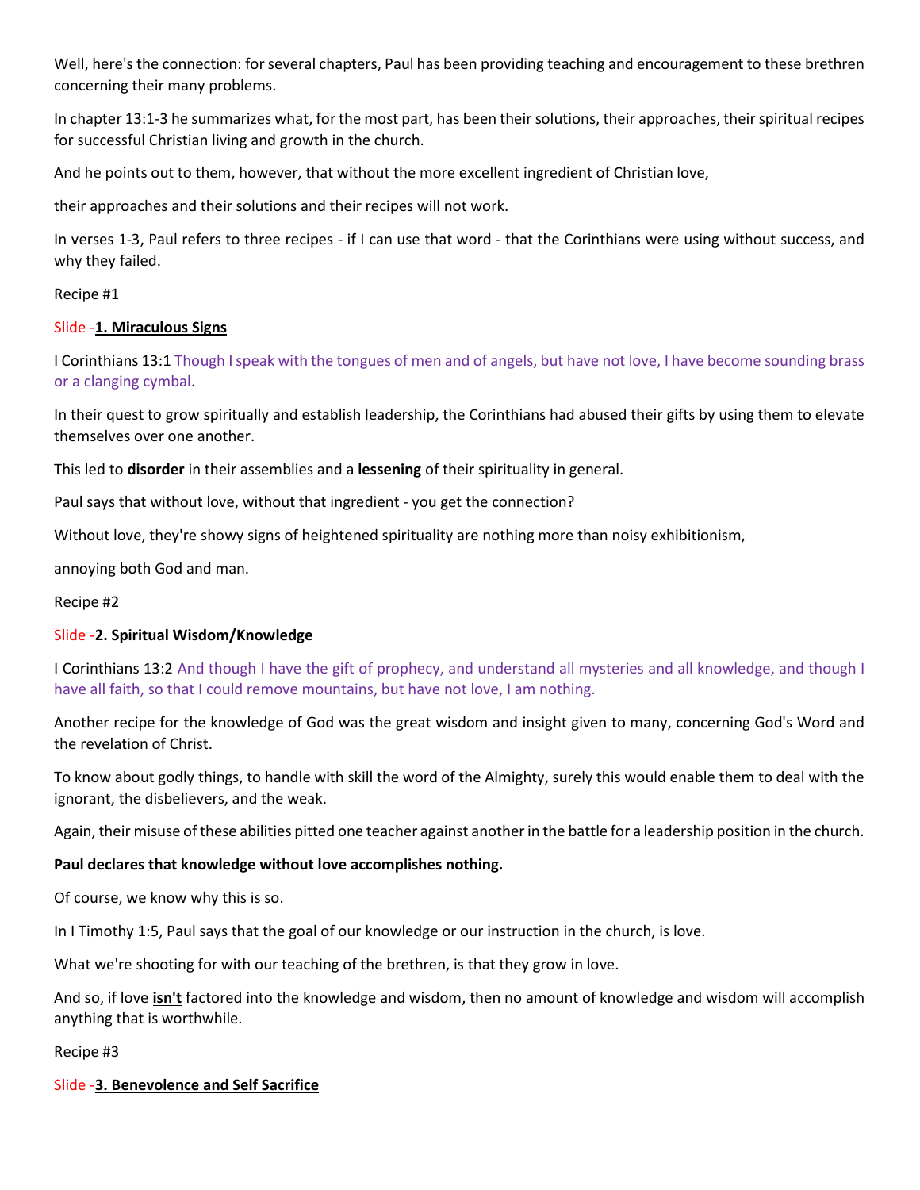Well, here's the connection: for several chapters, Paul has been providing teaching and encouragement to these brethren concerning their many problems.

In chapter 13:1-3 he summarizes what, for the most part, has been their solutions, their approaches, their spiritual recipes for successful Christian living and growth in the church.

And he points out to them, however, that without the more excellent ingredient of Christian love,

their approaches and their solutions and their recipes will not work.

In verses 1-3, Paul refers to three recipes - if I can use that word - that the Corinthians were using without success, and why they failed.

Recipe #1

Slide -**1. Miraculous Signs**

I Corinthians 13:1 Though I speak with the tongues of men and of angels, but have not love, I have become sounding brass or a clanging cymbal.

In their quest to grow spiritually and establish leadership, the Corinthians had abused their gifts by using them to elevate themselves over one another.

This led to **disorder** in their assemblies and a **lessening** of their spirituality in general.

Paul says that without love, without that ingredient - you get the connection?

Without love, they're showy signs of heightened spirituality are nothing more than noisy exhibitionism,

annoying both God and man.

Recipe #2

Slide -**2. Spiritual Wisdom/Knowledge**

I Corinthians 13:2 And though I have the gift of prophecy, and understand all mysteries and all knowledge, and though I have all faith, so that I could remove mountains, but have not love, I am nothing.

Another recipe for the knowledge of God was the great wisdom and insight given to many, concerning God's Word and the revelation of Christ.

To know about godly things, to handle with skill the word of the Almighty, surely this would enable them to deal with the ignorant, the disbelievers, and the weak.

Again, their misuse of these abilities pitted one teacher against another in the battle for a leadership position in the church.

**Paul declares that knowledge without love accomplishes nothing.**

Of course, we know why this is so.

In I Timothy 1:5, Paul says that the goal of our knowledge or our instruction in the church, is love.

What we're shooting for with our teaching of the brethren, is that they grow in love.

And so, if love **isn't** factored into the knowledge and wisdom, then no amount of knowledge and wisdom will accomplish anything that is worthwhile.

Recipe #3

Slide -**3. Benevolence and Self Sacrifice**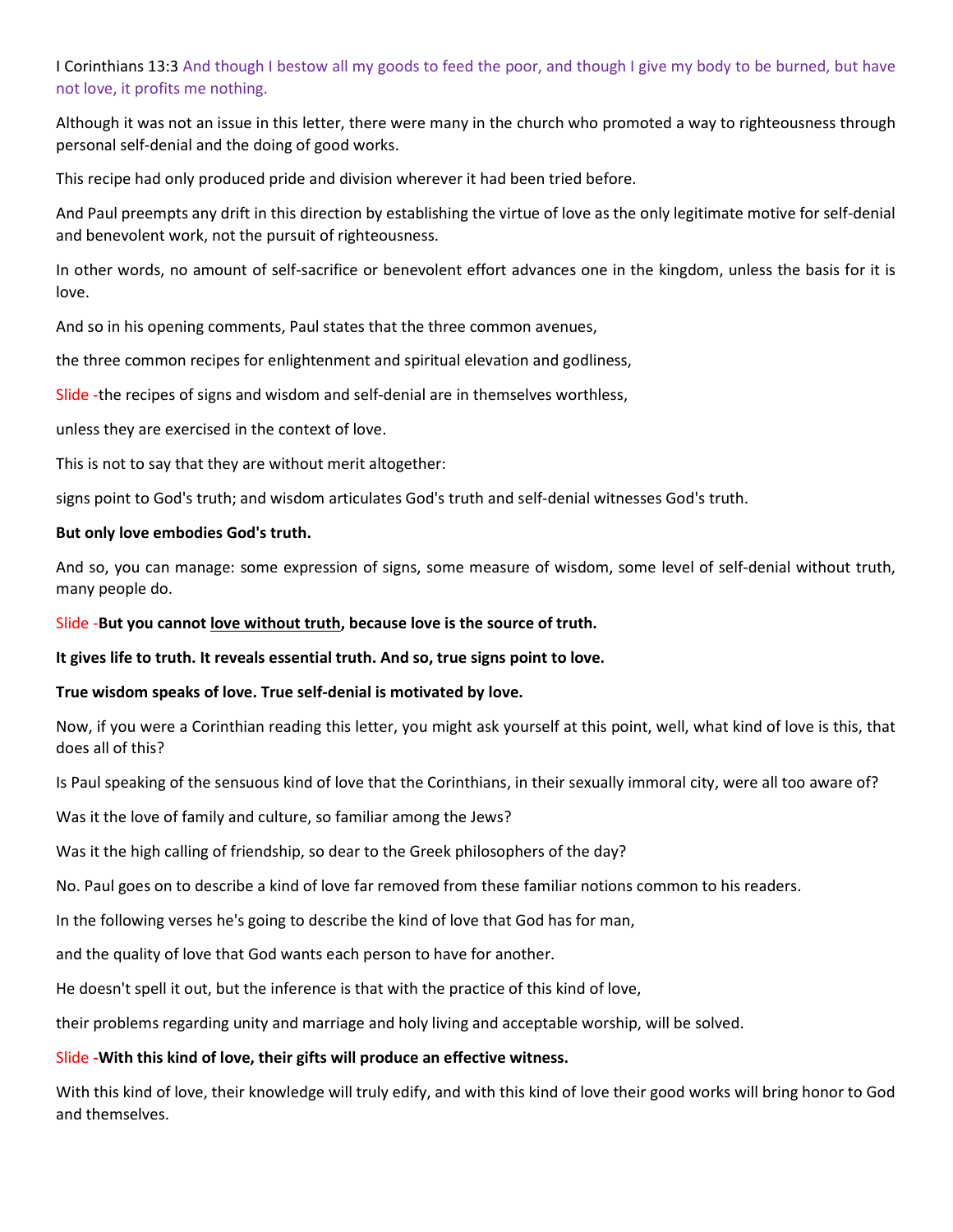I Corinthians 13:3 And though I bestow all my goods to feed the poor, and though I give my body to be burned, but have not love, it profits me nothing.

Although it was not an issue in this letter, there were many in the church who promoted a way to righteousness through personal self-denial and the doing of good works.

This recipe had only produced pride and division wherever it had been tried before.

And Paul preempts any drift in this direction by establishing the virtue of love as the only legitimate motive for self-denial and benevolent work, not the pursuit of righteousness.

In other words, no amount of self-sacrifice or benevolent effort advances one in the kingdom, unless the basis for it is love.

And so in his opening comments, Paul states that the three common avenues,

the three common recipes for enlightenment and spiritual elevation and godliness,

Slide -the recipes of signs and wisdom and self-denial are in themselves worthless,

unless they are exercised in the context of love.

This is not to say that they are without merit altogether:

signs point to God's truth; and wisdom articulates God's truth and self-denial witnesses God's truth.

**But only love embodies God's truth.**

And so, you can manage: some expression of signs, some measure of wisdom, some level of self-denial without truth, many people do.

Slide -**But you cannot love without truth, because love is the source of truth.**

**It gives life to truth. It reveals essential truth. And so, true signs point to love.**

**True wisdom speaks of love. True self-denial is motivated by love.**

Now, if you were a Corinthian reading this letter, you might ask yourself at this point, well, what kind of love is this, that does all of this?

Is Paul speaking of the sensuous kind of love that the Corinthians, in their sexually immoral city, were all too aware of?

Was it the love of family and culture, so familiar among the Jews?

Was it the high calling of friendship, so dear to the Greek philosophers of the day?

No. Paul goes on to describe a kind of love far removed from these familiar notions common to his readers.

In the following verses he's going to describe the kind of love that God has for man,

and the quality of love that God wants each person to have for another.

He doesn't spell it out, but the inference is that with the practice of this kind of love,

their problems regarding unity and marriage and holy living and acceptable worship, will be solved.

Slide **-With this kind of love, their gifts will produce an effective witness.**

With this kind of love, their knowledge will truly edify, and with this kind of love their good works will bring honor to God and themselves.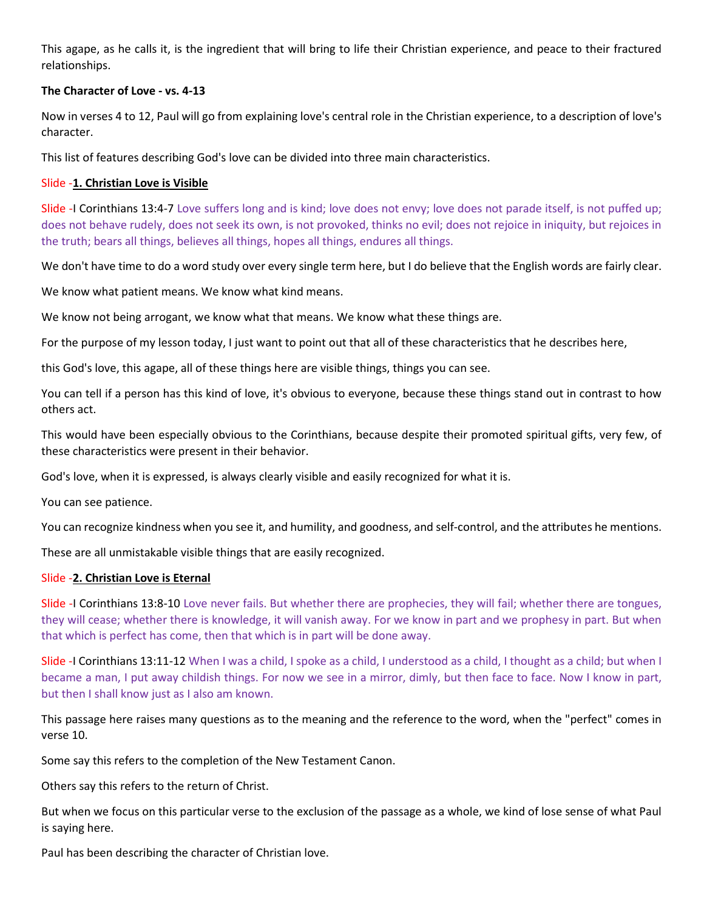This agape, as he calls it, is the ingredient that will bring to life their Christian experience, and peace to their fractured relationships.

**The Character of Love - vs. 4-13**

Now in verses 4 to 12, Paul will go from explaining love's central role in the Christian experience, to a description of love's character.

This list of features describing God's love can be divided into three main characteristics.

Slide -**1. Christian Love is Visible**

Slide -I Corinthians 13:4-7 Love suffers long and is kind; love does not envy; love does not parade itself, is not puffed up; does not behave rudely, does not seek its own, is not provoked, thinks no evil; does not rejoice in iniquity, but rejoices in the truth; bears all things, believes all things, hopes all things, endures all things.

We don't have time to do a word study over every single term here, but I do believe that the English words are fairly clear.

We know what patient means. We know what kind means.

We know not being arrogant, we know what that means. We know what these things are.

For the purpose of my lesson today, I just want to point out that all of these characteristics that he describes here,

this God's love, this agape, all of these things here are visible things, things you can see.

You can tell if a person has this kind of love, it's obvious to everyone, because these things stand out in contrast to how others act.

This would have been especially obvious to the Corinthians, because despite their promoted spiritual gifts, very few, of these characteristics were present in their behavior.

God's love, when it is expressed, is always clearly visible and easily recognized for what it is.

You can see patience.

You can recognize kindness when you see it, and humility, and goodness, and self-control, and the attributes he mentions.

These are all unmistakable visible things that are easily recognized.

Slide -**2. Christian Love is Eternal**

Slide -I Corinthians 13:8-10 Love never fails. But whether there are prophecies, they will fail; whether there are tongues, they will cease; whether there is knowledge, it will vanish away. For we know in part and we prophesy in part. But when that which is perfect has come, then that which is in part will be done away.

Slide -I Corinthians 13:11-12 When I was a child, I spoke as a child, I understood as a child, I thought as a child; but when I became a man, I put away childish things. For now we see in a mirror, dimly, but then face to face. Now I know in part, but then I shall know just as I also am known.

This passage here raises many questions as to the meaning and the reference to the word, when the "perfect" comes in verse 10.

Some say this refers to the completion of the New Testament Canon.

Others say this refers to the return of Christ.

But when we focus on this particular verse to the exclusion of the passage as a whole, we kind of lose sense of what Paul is saying here.

Paul has been describing the character of Christian love.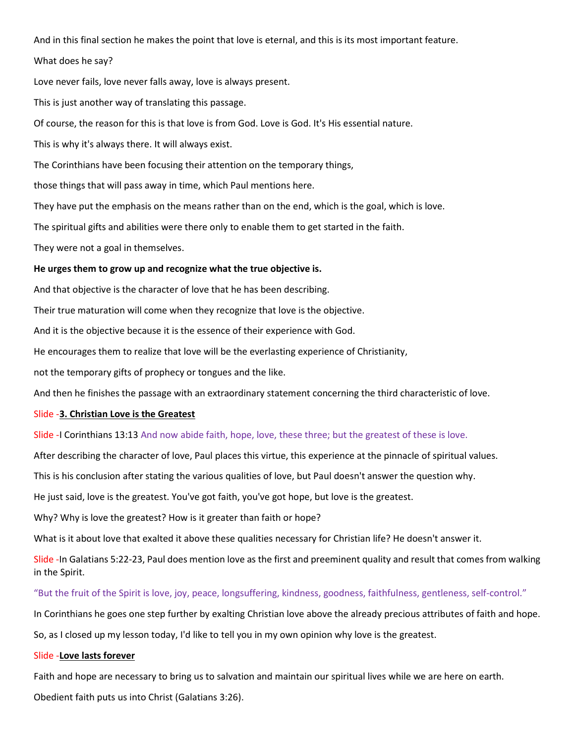And in this final section he makes the point that love is eternal, and this is its most important feature.

What does he say?

Love never fails, love never falls away, love is always present.

This is just another way of translating this passage.

Of course, the reason for this is that love is from God. Love is God. It's His essential nature.

This is why it's always there. It will always exist.

The Corinthians have been focusing their attention on the temporary things,

those things that will pass away in time, which Paul mentions here.

They have put the emphasis on the means rather than on the end, which is the goal, which is love.

The spiritual gifts and abilities were there only to enable them to get started in the faith.

They were not a goal in themselves.

**He urges them to grow up and recognize what the true objective is.**

And that objective is the character of love that he has been describing.

Their true maturation will come when they recognize that love is the objective.

And it is the objective because it is the essence of their experience with God.

He encourages them to realize that love will be the everlasting experience of Christianity,

not the temporary gifts of prophecy or tongues and the like.

And then he finishes the passage with an extraordinary statement concerning the third characteristic of love.

Slide -**3. Christian Love is the Greatest**

Slide -I Corinthians 13:13 And now abide faith, hope, love, these three; but the greatest of these is love.

After describing the character of love, Paul places this virtue, this experience at the pinnacle of spiritual values.

This is his conclusion after stating the various qualities of love, but Paul doesn't answer the question why.

He just said, love is the greatest. You've got faith, you've got hope, but love is the greatest.

Why? Why is love the greatest? How is it greater than faith or hope?

What is it about love that exalted it above these qualities necessary for Christian life? He doesn't answer it.

Slide -In Galatians 5:22-23, Paul does mention love as the first and preeminent quality and result that comes from walking in the Spirit.

"But the fruit of the Spirit is love, joy, peace, longsuffering, kindness, goodness, faithfulness, gentleness, self-control."

In Corinthians he goes one step further by exalting Christian love above the already precious attributes of faith and hope.

So, as I closed up my lesson today, I'd like to tell you in my own opinion why love is the greatest.

Slide -**Love lasts forever**

Faith and hope are necessary to bring us to salvation and maintain our spiritual lives while we are here on earth.

Obedient faith puts us into Christ (Galatians 3:26).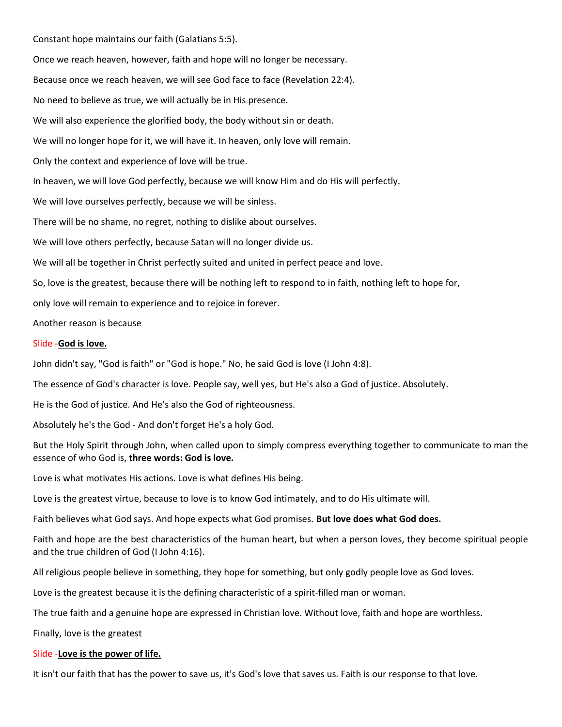Constant hope maintains our faith (Galatians 5:5).

Once we reach heaven, however, faith and hope will no longer be necessary.

Because once we reach heaven, we will see God face to face (Revelation 22:4).

No need to believe as true, we will actually be in His presence.

We will also experience the glorified body, the body without sin or death.

We will no longer hope for it, we will have it. In heaven, only love will remain.

Only the context and experience of love will be true.

In heaven, we will love God perfectly, because we will know Him and do His will perfectly.

We will love ourselves perfectly, because we will be sinless.

There will be no shame, no regret, nothing to dislike about ourselves.

We will love others perfectly, because Satan will no longer divide us.

We will all be together in Christ perfectly suited and united in perfect peace and love.

So, love is the greatest, because there will be nothing left to respond to in faith, nothing left to hope for,

only love will remain to experience and to rejoice in forever.

Another reason is because

Slide -**<u>God is love.</u>**

John didn't say, "God is faith" or "God is hope." No, he said God is love (I John 4:8).

The essence of God's character is love. People say, well yes, but He's also a God of justice. Absolutely.

He is the God of justice. And He's also the God of righteousness.

Absolutely he's the God - And don't forget He's a holy God.

But the Holy Spirit through John, when called upon to simply compress everything together to communicate to man the essence of who God is, **three words: God is love.**

Love is what motivates His actions. Love is what defines His being.

Love is the greatest virtue, because to love is to know God intimately, and to do His ultimate will.

Faith believes what God says. And hope expects what God promises. **But love does what God does.**

Faith and hope are the best characteristics of the human heart, but when a person loves, they become spiritual people and the true children of God (I John 4:16).

All religious people believe in something, they hope for something, but only godly people love as God loves.

Love is the greatest because it is the defining characteristic of a spirit-filled man or woman.

The true faith and a genuine hope are expressed in Christian love. Without love, faith and hope are worthless.

Finally, love is the greatest

Slide -**<u>Love is the power of life.</u>**

It isn't our faith that has the power to save us, it's God's love that saves us. Faith is our response to that love.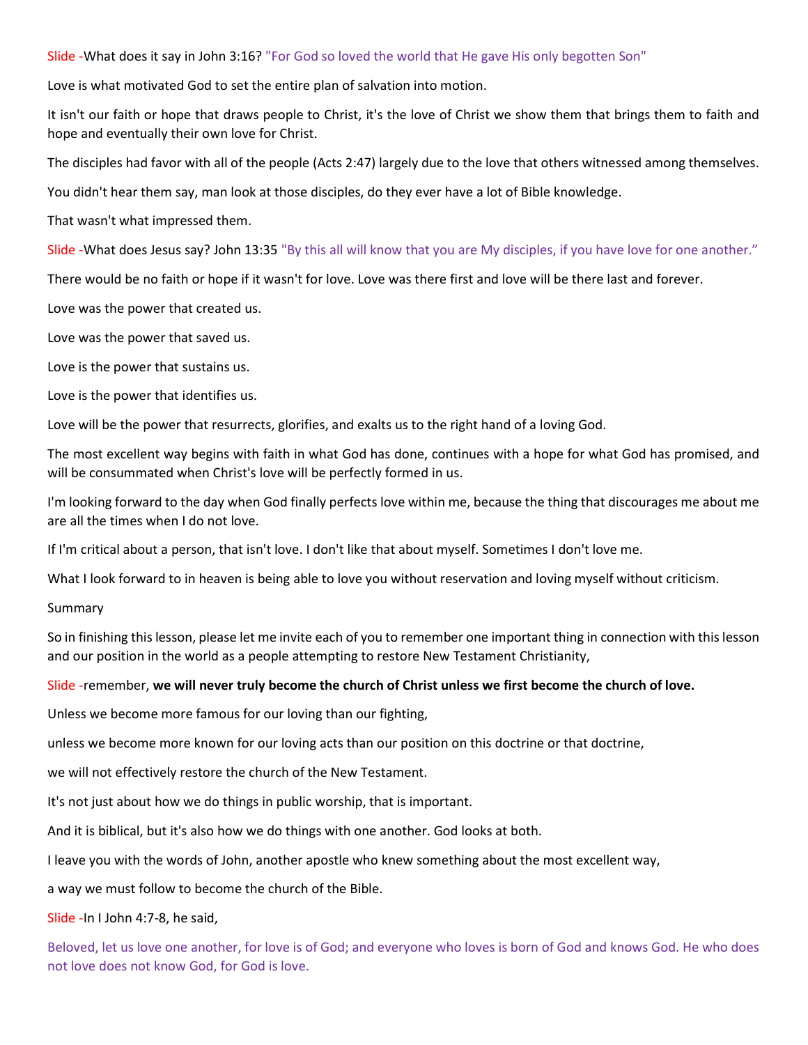Slide -What does it say in John 3:16? "For God so loved the world that He gave His only begotten Son"

Love is what motivated God to set the entire plan of salvation into motion.

It isn't our faith or hope that draws people to Christ, it's the love of Christ we show them that brings them to faith and hope and eventually their own love for Christ.

The disciples had favor with all of the people (Acts 2:47) largely due to the love that others witnessed among themselves.

You didn't hear them say, man look at those disciples, do they ever have a lot of Bible knowledge.

That wasn't what impressed them.

Slide -What does Jesus say? John 13:35 "By this all will know that you are My disciples, if you have love for one another."

There would be no faith or hope if it wasn't for love. Love was there first and love will be there last and forever.

Love was the power that created us.

Love was the power that saved us.

Love is the power that sustains us.

Love is the power that identifies us.

Love will be the power that resurrects, glorifies, and exalts us to the right hand of a loving God.

The most excellent way begins with faith in what God has done, continues with a hope for what God has promised, and will be consummated when Christ's love will be perfectly formed in us.

I'm looking forward to the day when God finally perfects love within me, because the thing that discourages me about me are all the times when I do not love.

If I'm critical about a person, that isn't love. I don't like that about myself. Sometimes I don't love me.

What I look forward to in heaven is being able to love you without reservation and loving myself without criticism.

Summary

So in finishing this lesson, please let me invite each of you to remember one important thing in connection with this lesson and our position in the world as a people attempting to restore New Testament Christianity,

Slide -remember, **we will never truly become the church of Christ unless we first become the church of love.**

Unless we become more famous for our loving than our fighting,

unless we become more known for our loving acts than our position on this doctrine or that doctrine,

we will not effectively restore the church of the New Testament.

It's not just about how we do things in public worship, that is important.

And it is biblical, but it's also how we do things with one another. God looks at both.

I leave you with the words of John, another apostle who knew something about the most excellent way,

a way we must follow to become the church of the Bible.

Slide -In I John 4:7-8, he said,

Beloved, let us love one another, for love is of God; and everyone who loves is born of God and knows God. He who does not love does not know God, for God is love.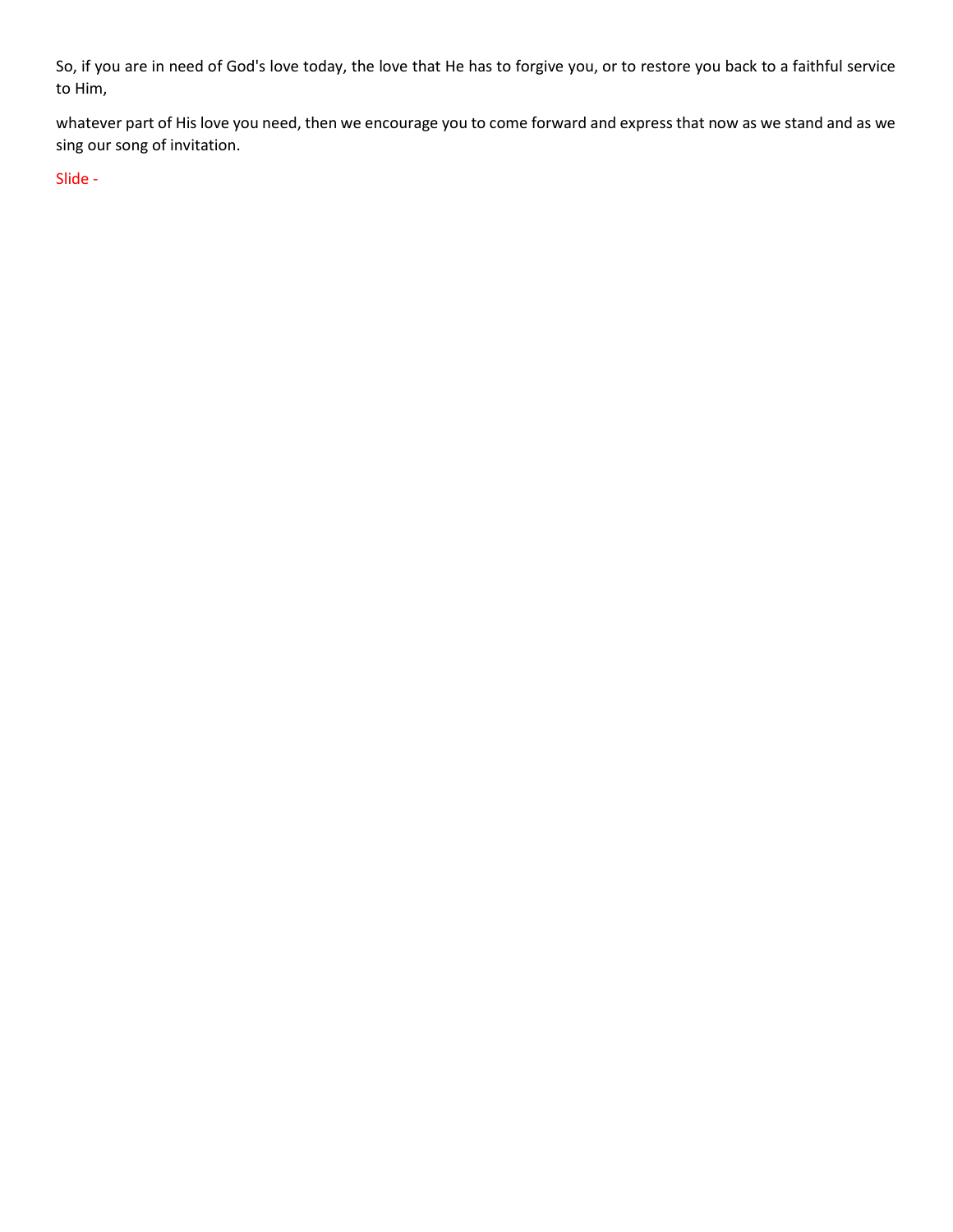So, if you are in need of God's love today, the love that He has to forgive you, or to restore you back to a faithful service to Him,

whatever part of His love you need, then we encourage you to come forward and express that now as we stand and as we sing our song of invitation.

Slide -